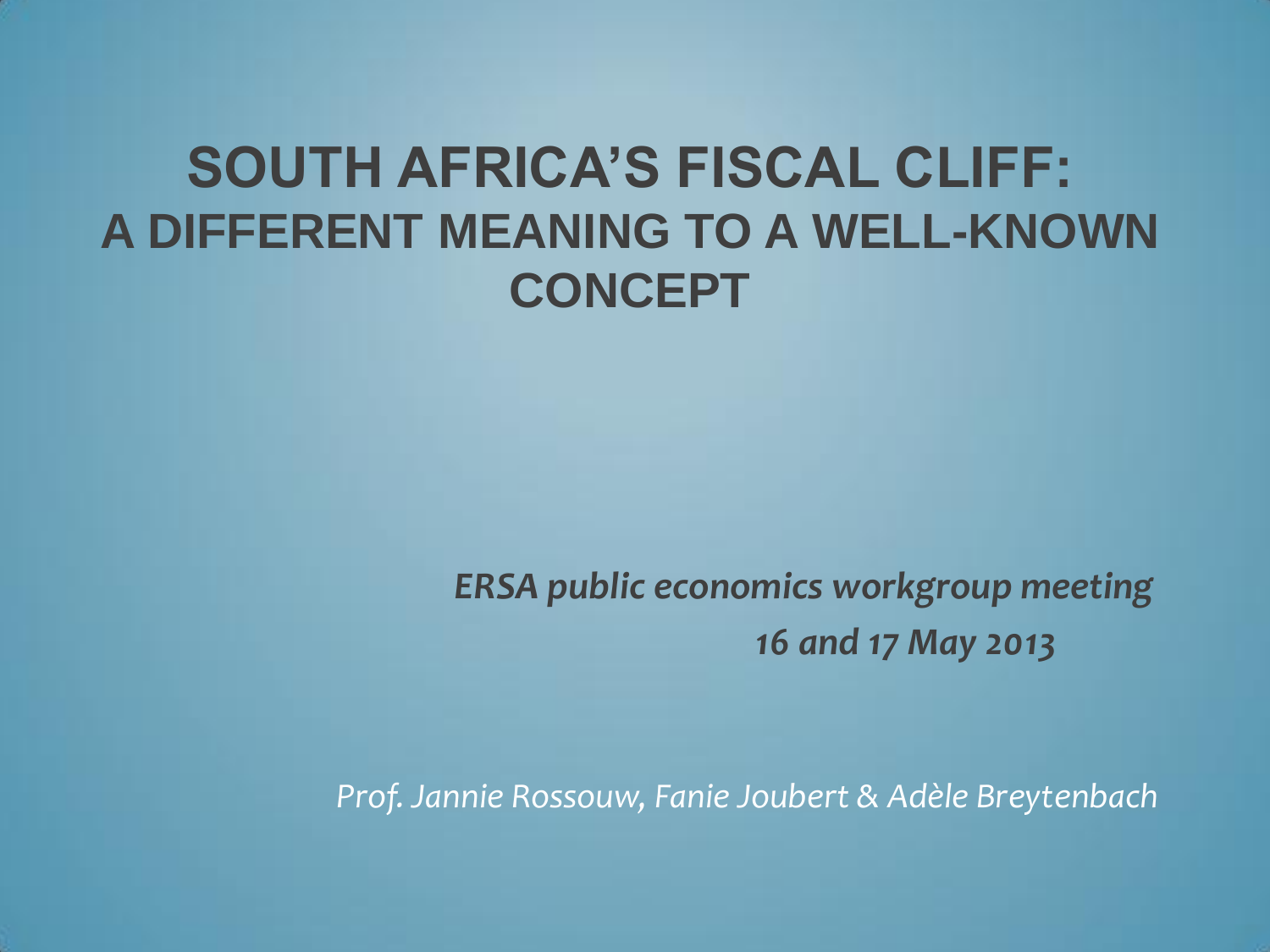# SOUTH AFRICA'S FISCAL CLIFF:
## A DIFFERENT MEANING TO A WELL-KNOWN CONCEPT

*ERSA public economics workgroup meeting*
*16 and 17 May 2013*

*Prof. Jannie Rossouw, Fanie Joubert & Adèle Breytenbach*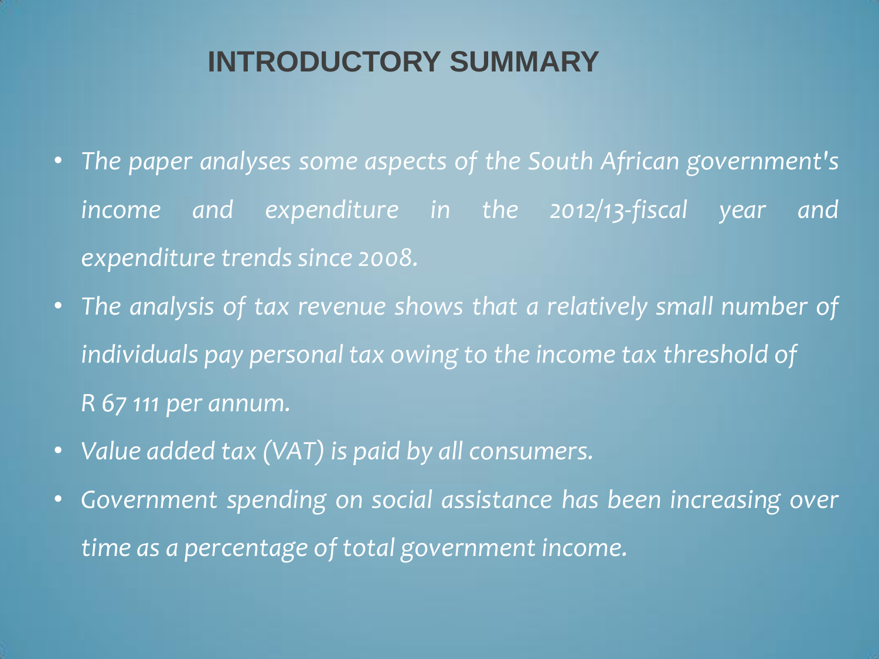# INTRODUCTORY SUMMARY

- *The paper analyses some aspects of the South African government's income and expenditure in the 2012/13-fiscal year and expenditure trends since 2008.*
- *The analysis of tax revenue shows that a relatively small number of individuals pay personal tax owing to the income tax threshold of R 67 111 per annum.*
- *Value added tax (VAT) is paid by all consumers.*
- *Government spending on social assistance has been increasing over time as a percentage of total government income.*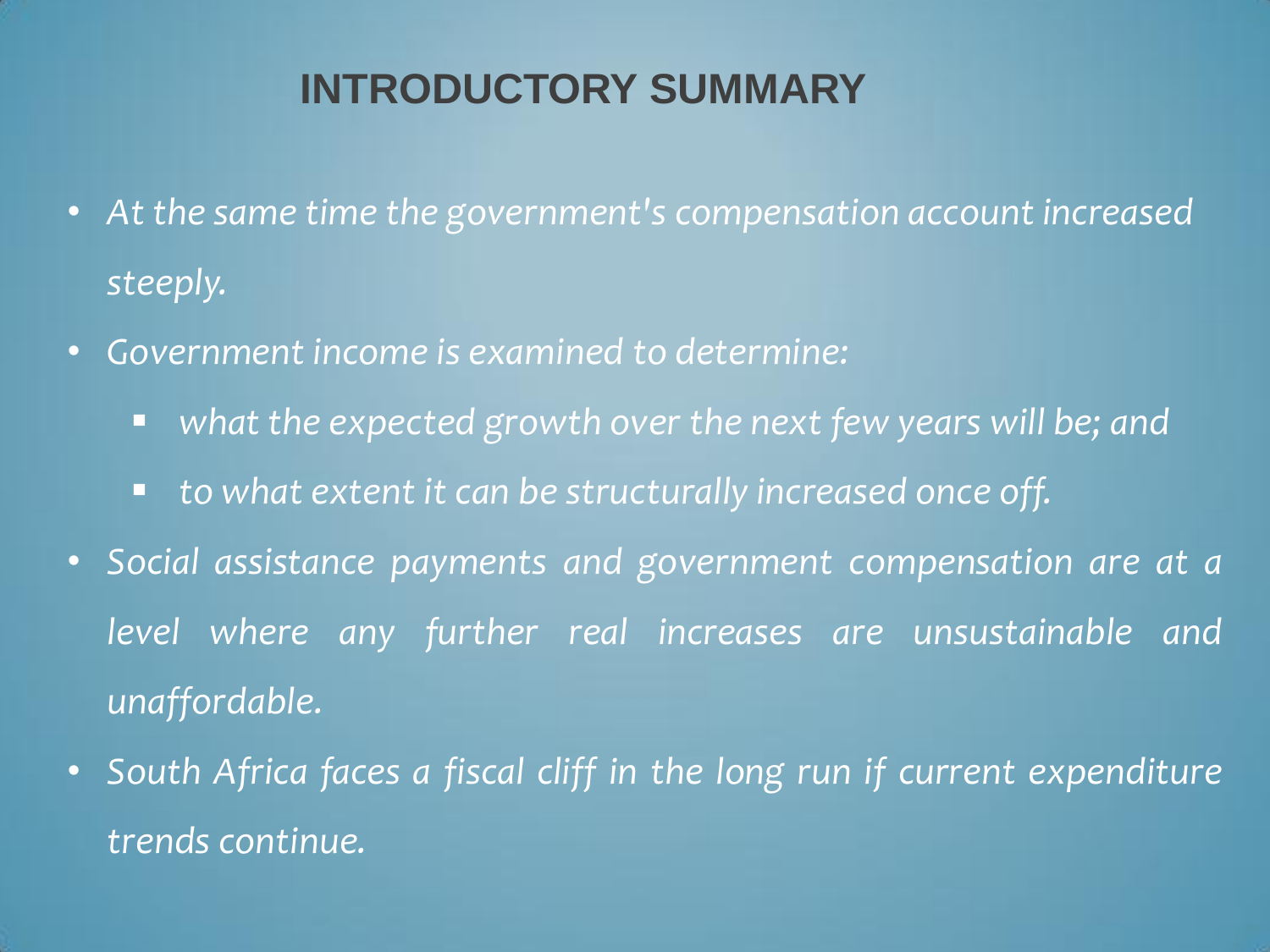## INTRODUCTORY SUMMARY

- *At the same time the government's compensation account increased steeply.*
- *Government income is examined to determine:*
  - *what the expected growth over the next few years will be; and*
  - *to what extent it can be structurally increased once off.*
- *Social assistance payments and government compensation are at a level where any further real increases are unsustainable and unaffordable.*
- *South Africa faces a fiscal cliff in the long run if current expenditure trends continue.*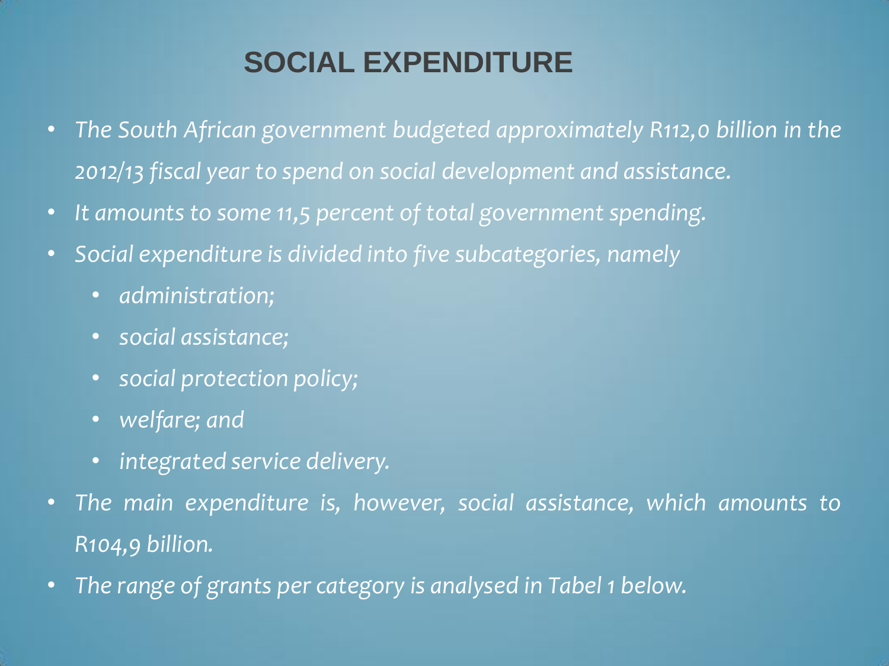# SOCIAL EXPENDITURE

- *The South African government budgeted approximately R112,0 billion in the 2012/13 fiscal year to spend on social development and assistance.*
- *It amounts to some 11,5 percent of total government spending.*
- *Social expenditure is divided into five subcategories, namely*
  - *administration;*
  - *social assistance;*
  - *social protection policy;*
  - *welfare; and*
  - *integrated service delivery.*
- *The main expenditure is, however, social assistance, which amounts to R104,9 billion.*
- *The range of grants per category is analysed in Tabel 1 below.*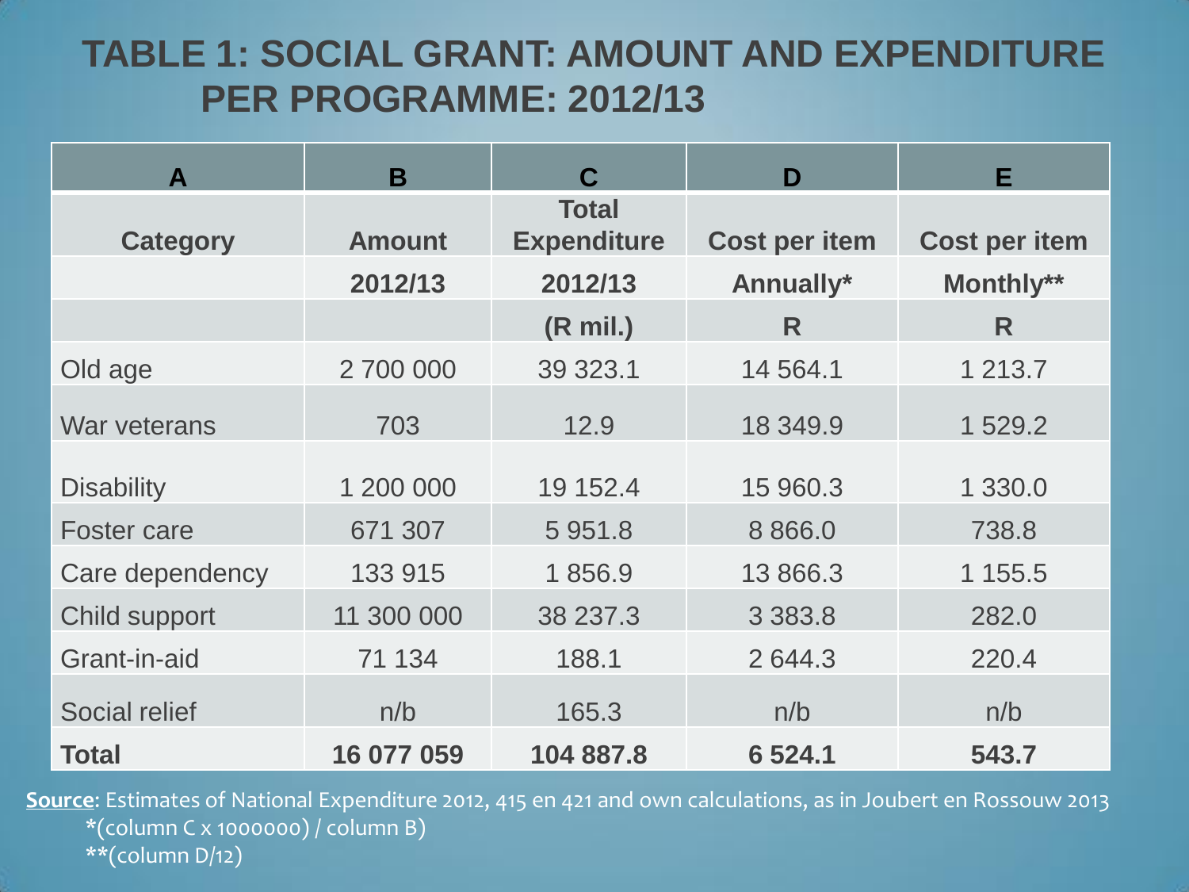# TABLE 1: SOCIAL GRANT: AMOUNT AND EXPENDITURE PER PROGRAMME: 2012/13

| A | B | C | D | E |
|---|---|---|---|---|
| **Category** | **Amount** | **Total Expenditure** | **Cost per item** | **Cost per item** |
| | **2012/13** | **2012/13** | **Annually*** | **Monthly**** |
| | | **(R mil.)** | **R** | **R** |
| Old age | 2 700 000 | 39 323.1 | 14 564.1 | 1 213.7 |
| War veterans | 703 | 12.9 | 18 349.9 | 1 529.2 |
| Disability | 1 200 000 | 19 152.4 | 15 960.3 | 1 330.0 |
| Foster care | 671 307 | 5 951.8 | 8 866.0 | 738.8 |
| Care dependency | 133 915 | 1 856.9 | 13 866.3 | 1 155.5 |
| Child support | 11 300 000 | 38 237.3 | 3 383.8 | 282.0 |
| Grant-in-aid | 71 134 | 188.1 | 2 644.3 | 220.4 |
| Social relief | n/b | 165.3 | n/b | n/b |
| **Total** | **16 077 059** | **104 887.8** | **6 524.1** | **543.7** |

**Source**: Estimates of National Expenditure 2012, 415 en 421 and own calculations, as in Joubert en Rossouw 2013

*(column C x 1000000) / column B)

**(column D/12)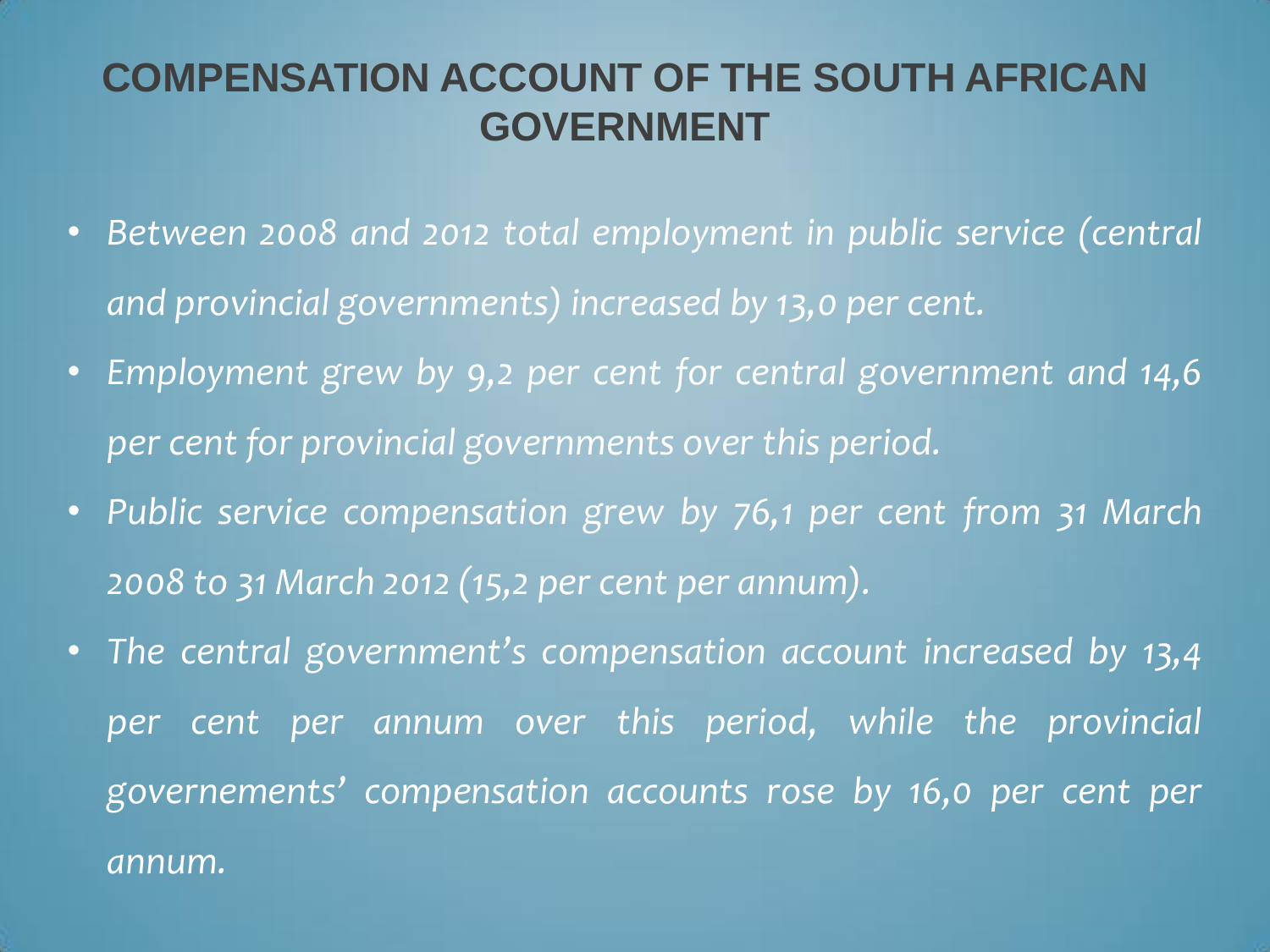# COMPENSATION ACCOUNT OF THE SOUTH AFRICAN GOVERNMENT

- *Between 2008 and 2012 total employment in public service (central and provincial governments) increased by 13,0 per cent.*
- *Employment grew by 9,2 per cent for central government and 14,6 per cent for provincial governments over this period.*
- *Public service compensation grew by 76,1 per cent from 31 March 2008 to 31 March 2012 (15,2 per cent per annum).*
- *The central government's compensation account increased by 13,4 per cent per annum over this period, while the provincial governements' compensation accounts rose by 16,0 per cent per annum.*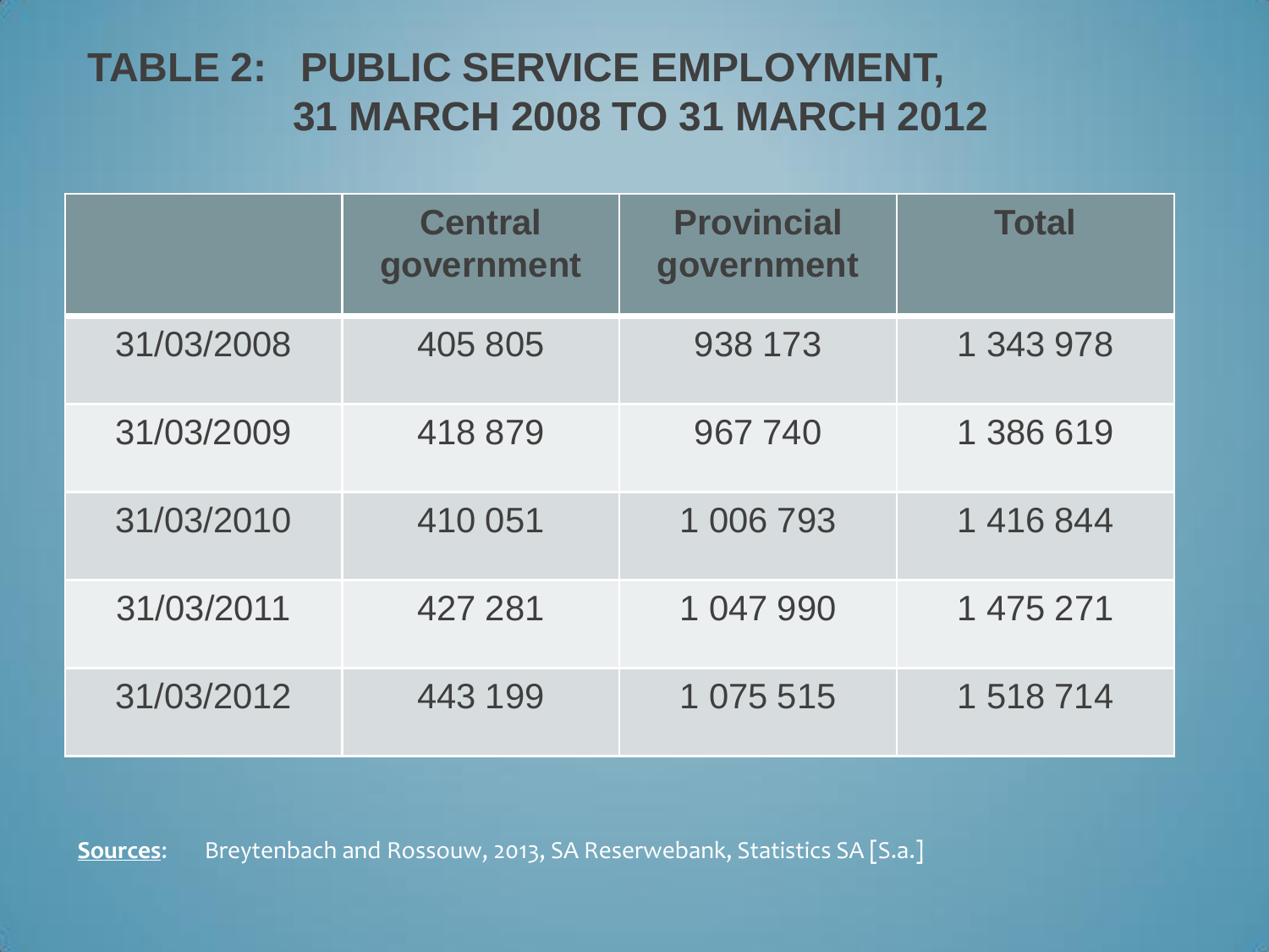# TABLE 2: PUBLIC SERVICE EMPLOYMENT, 31 MARCH 2008 TO 31 MARCH 2012

| | Central government | Provincial government | Total |
|---|---|---|---|
| 31/03/2008 | 405 805 | 938 173 | 1 343 978 |
| 31/03/2009 | 418 879 | 967 740 | 1 386 619 |
| 31/03/2010 | 410 051 | 1 006 793 | 1 416 844 |
| 31/03/2011 | 427 281 | 1 047 990 | 1 475 271 |
| 31/03/2012 | 443 199 | 1 075 515 | 1 518 714 |

**Sources**: Breytenbach and Rossouw, 2013, SA Reserwebank, Statistics SA [S.a.]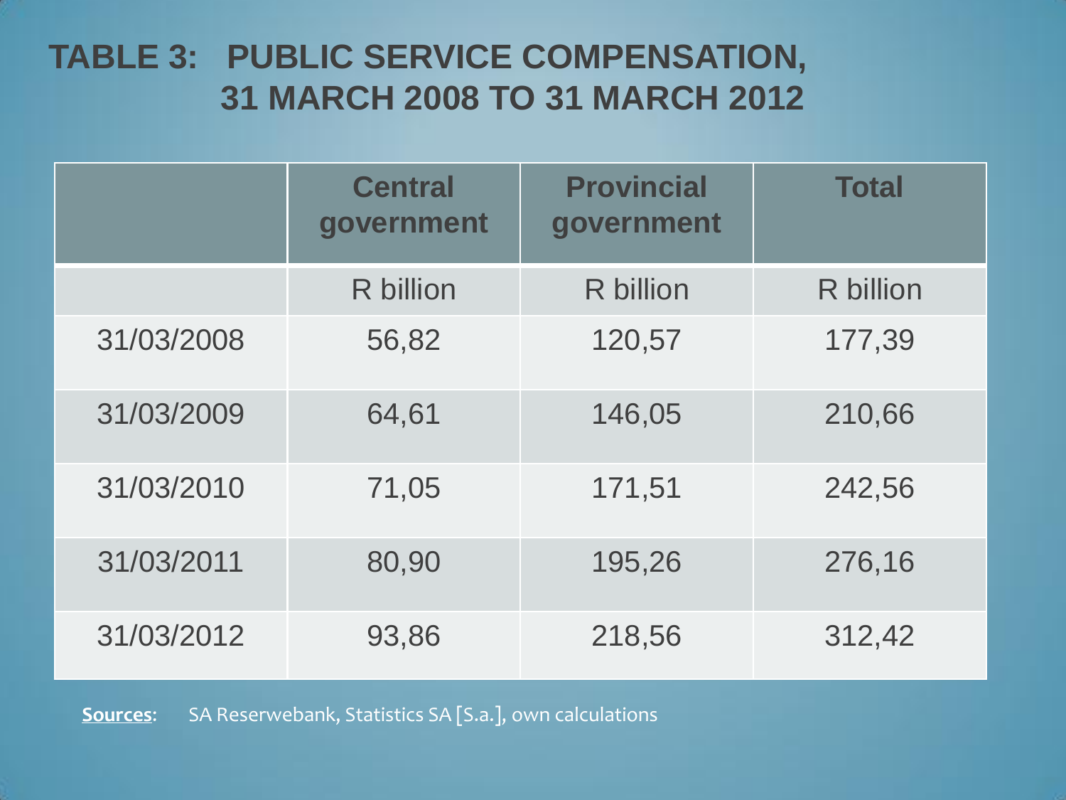# TABLE 3: PUBLIC SERVICE COMPENSATION, 31 MARCH 2008 TO 31 MARCH 2012

| | Central government | Provincial government | Total |
|---|---|---|---|
| | R billion | R billion | R billion |
| 31/03/2008 | 56,82 | 120,57 | 177,39 |
| 31/03/2009 | 64,61 | 146,05 | 210,66 |
| 31/03/2010 | 71,05 | 171,51 | 242,56 |
| 31/03/2011 | 80,90 | 195,26 | 276,16 |
| 31/03/2012 | 93,86 | 218,56 | 312,42 |

**Sources**: SA Reserwebank, Statistics SA [S.a.], own calculations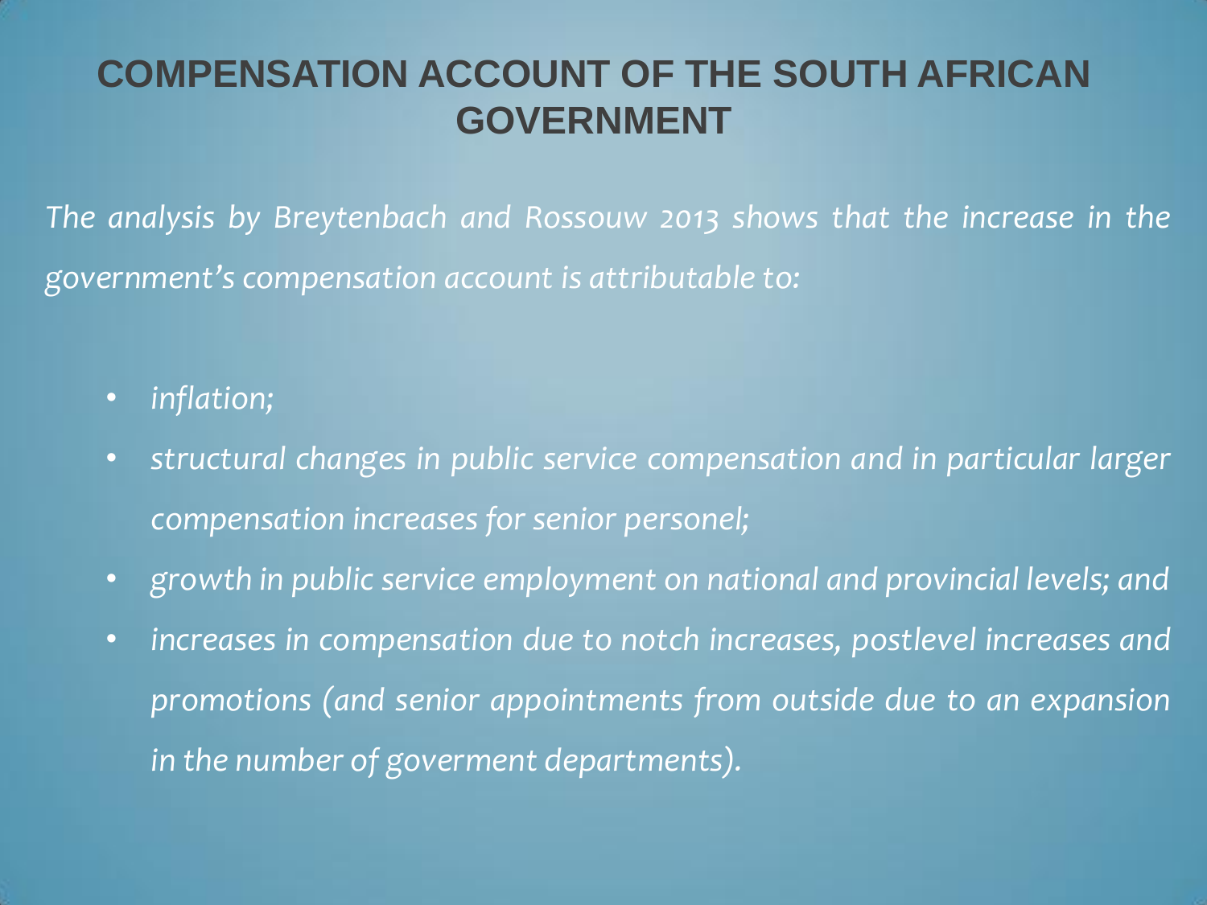# COMPENSATION ACCOUNT OF THE SOUTH AFRICAN GOVERNMENT

*The analysis by Breytenbach and Rossouw 2013 shows that the increase in the government's compensation account is attributable to:*

- *inflation;*
- *structural changes in public service compensation and in particular larger compensation increases for senior personel;*
- *growth in public service employment on national and provincial levels; and*
- *increases in compensation due to notch increases, postlevel increases and promotions (and senior appointments from outside due to an expansion in the number of goverment departments).*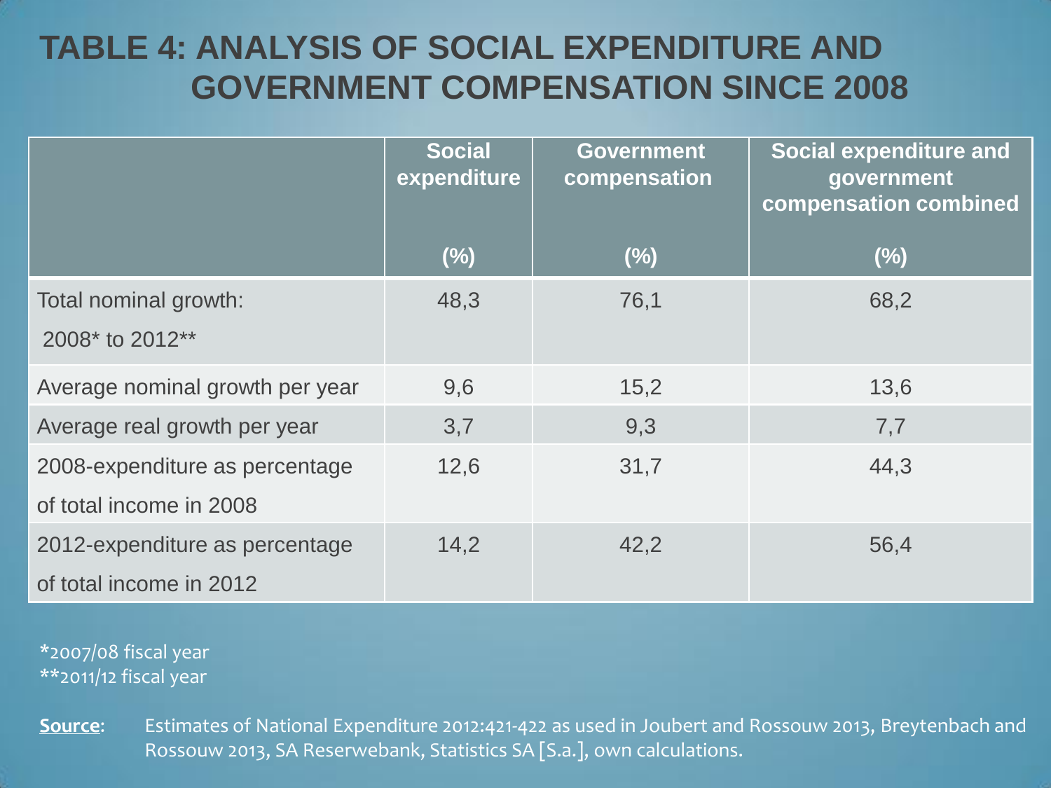# TABLE 4: ANALYSIS OF SOCIAL EXPENDITURE AND GOVERNMENT COMPENSATION SINCE 2008

| | Social expenditure (%) | Government compensation (%) | Social expenditure and government compensation combined (%) |
|---|---|---|---|
| Total nominal growth: 2008* to 2012** | 48,3 | 76,1 | 68,2 |
| Average nominal growth per year | 9,6 | 15,2 | 13,6 |
| Average real growth per year | 3,7 | 9,3 | 7,7 |
| 2008-expenditure as percentage of total income in 2008 | 12,6 | 31,7 | 44,3 |
| 2012-expenditure as percentage of total income in 2012 | 14,2 | 42,2 | 56,4 |

*2007/08 fiscal year
**2011/12 fiscal year

**Source**: Estimates of National Expenditure 2012:421-422 as used in Joubert and Rossouw 2013, Breytenbach and Rossouw 2013, SA Reserwebank, Statistics SA [S.a.], own calculations.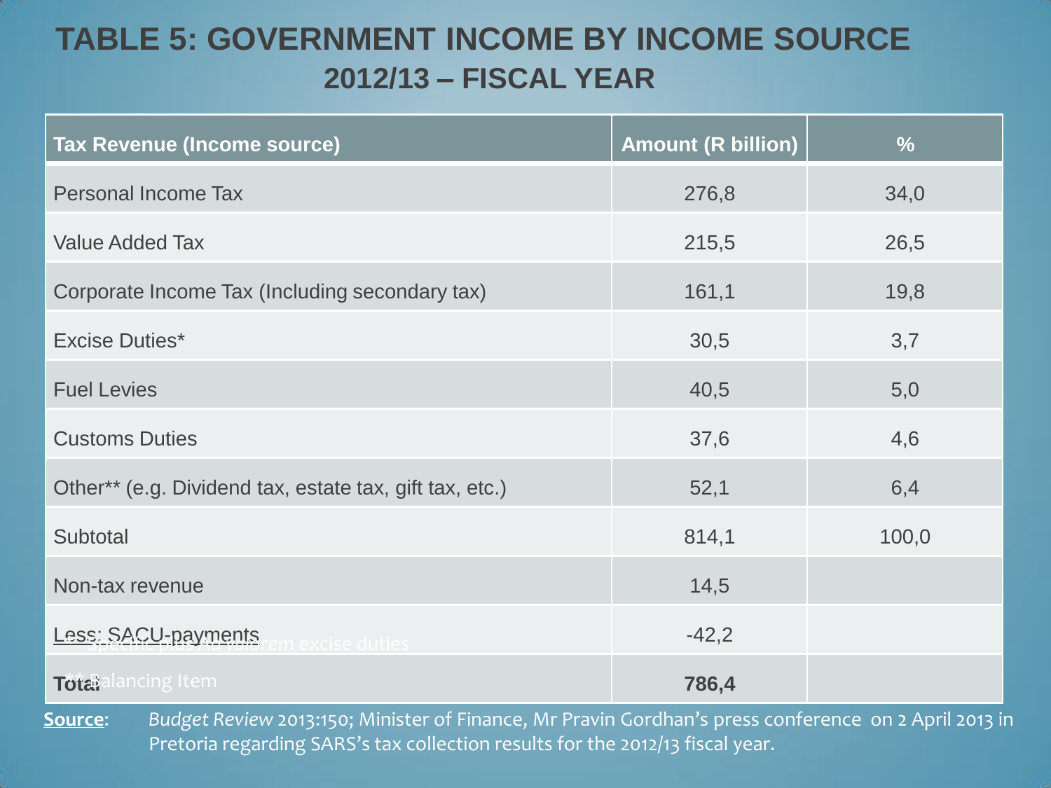# TABLE 5: GOVERNMENT INCOME BY INCOME SOURCE 2012/13 – FISCAL YEAR

| Tax Revenue (Income source) | Amount (R billion) | % |
|---|---|---|
| Personal Income Tax | 276,8 | 34,0 |
| Value Added Tax | 215,5 | 26,5 |
| Corporate Income Tax (Including secondary tax) | 161,1 | 19,8 |
| Excise Duties* | 30,5 | 3,7 |
| Fuel Levies | 40,5 | 5,0 |
| Customs Duties | 37,6 | 4,6 |
| Other** (e.g. Dividend tax, estate tax, gift tax, etc.) | 52,1 | 6,4 |
| Subtotal | 814,1 | 100,0 |
| Non-tax revenue | 14,5 | |
| Less: SACU-payments | -42,2 | |
| **Total** | **786,4** | |

\* Specific plus *Ad valorem* excise duties

\*\* Balancing Item

**Source**: *Budget Review* 2013:150; Minister of Finance, Mr Pravin Gordhan's press conference on 2 April 2013 in Pretoria regarding SARS's tax collection results for the 2012/13 fiscal year.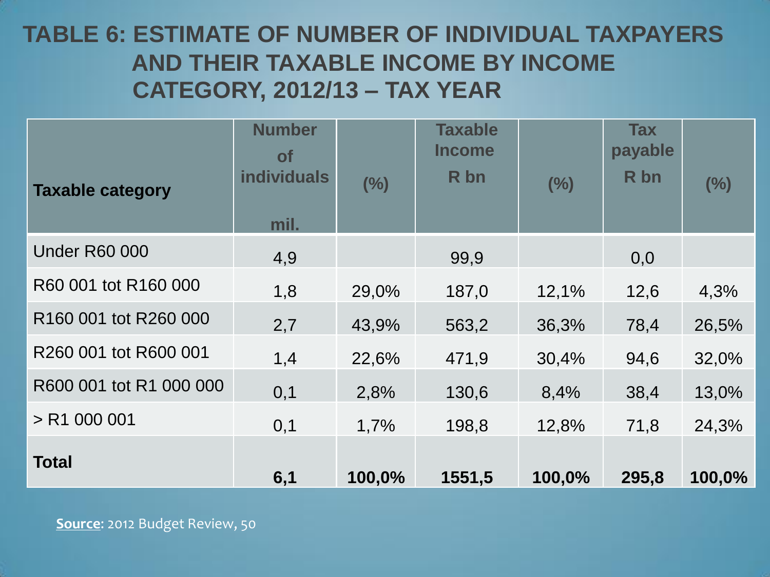# TABLE 6: ESTIMATE OF NUMBER OF INDIVIDUAL TAXPAYERS AND THEIR TAXABLE INCOME BY INCOME CATEGORY, 2012/13 – TAX YEAR

| Taxable category | Number of individuals mil. | (%) | Taxable Income R bn | (%) | Tax payable R bn | (%) |
|---|---|---|---|---|---|---|
| Under R60 000 | 4,9 | | 99,9 | | 0,0 | |
| R60 001 tot R160 000 | 1,8 | 29,0% | 187,0 | 12,1% | 12,6 | 4,3% |
| R160 001 tot R260 000 | 2,7 | 43,9% | 563,2 | 36,3% | 78,4 | 26,5% |
| R260 001 tot R600 001 | 1,4 | 22,6% | 471,9 | 30,4% | 94,6 | 32,0% |
| R600 001 tot R1 000 000 | 0,1 | 2,8% | 130,6 | 8,4% | 38,4 | 13,0% |
| > R1 000 001 | 0,1 | 1,7% | 198,8 | 12,8% | 71,8 | 24,3% |
| **Total** | **6,1** | **100,0%** | **1551,5** | **100,0%** | **295,8** | **100,0%** |

**Source**: 2012 Budget Review, 50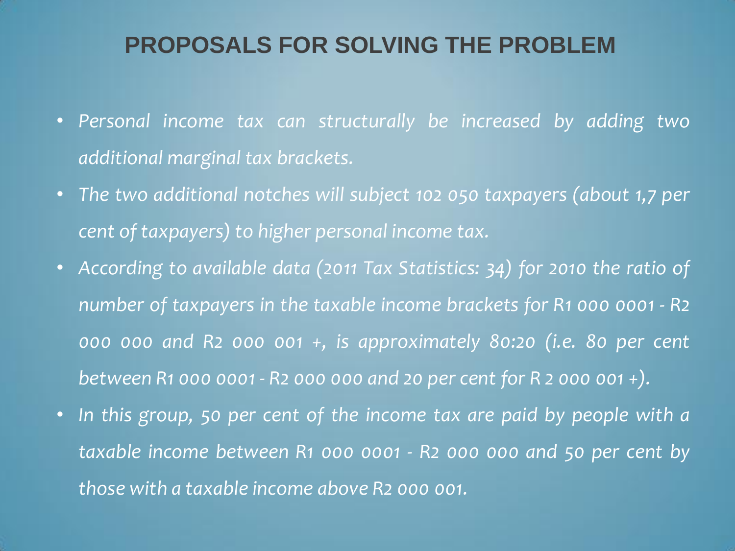# PROPOSALS FOR SOLVING THE PROBLEM

- *Personal income tax can structurally be increased by adding two additional marginal tax brackets.*
- *The two additional notches will subject 102 050 taxpayers (about 1,7 per cent of taxpayers) to higher personal income tax.*
- *According to available data (2011 Tax Statistics: 34) for 2010 the ratio of number of taxpayers in the taxable income brackets for R1 000 0001 - R2 000 000 and R2 000 001 +, is approximately 80:20 (i.e. 80 per cent between R1 000 0001 - R2 000 000 and 20 per cent for R 2 000 001 +).*
- *In this group, 50 per cent of the income tax are paid by people with a taxable income between R1 000 0001 - R2 000 000 and 50 per cent by those with a taxable income above R2 000 001.*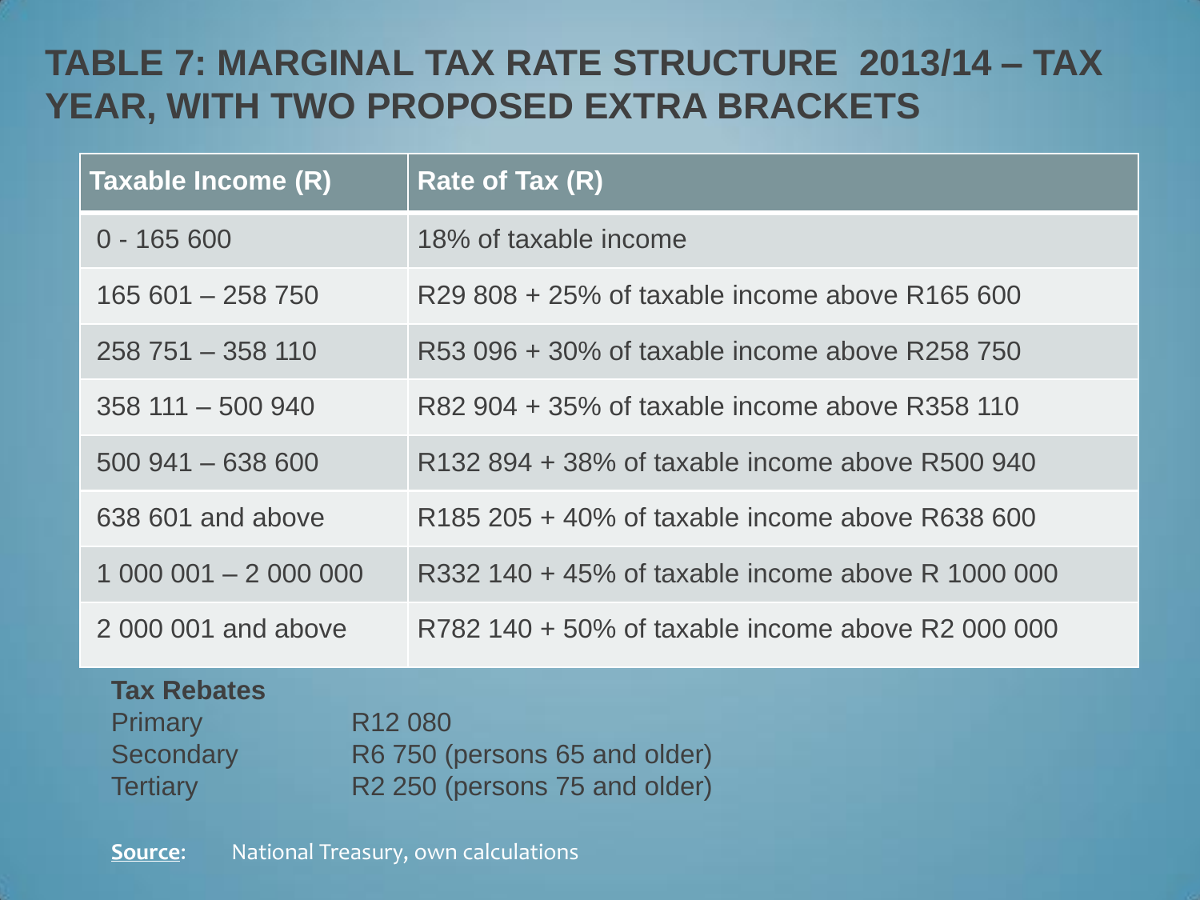## TABLE 7: MARGINAL TAX RATE STRUCTURE 2013/14 – TAX YEAR, WITH TWO PROPOSED EXTRA BRACKETS

| Taxable Income (R) | Rate of Tax (R) |
|---|---|
| 0 - 165 600 | 18% of taxable income |
| 165 601 – 258 750 | R29 808 + 25% of taxable income above R165 600 |
| 258 751 – 358 110 | R53 096 + 30% of taxable income above R258 750 |
| 358 111 – 500 940 | R82 904 + 35% of taxable income above R358 110 |
| 500 941 – 638 600 | R132 894 + 38% of taxable income above R500 940 |
| 638 601 and above | R185 205 + 40% of taxable income above R638 600 |
| 1 000 001 – 2 000 000 | R332 140 + 45% of taxable income above R 1000 000 |
| 2 000 001 and above | R782 140 + 50% of taxable income above R2 000 000 |

**Tax Rebates**

| | |
|---|---|
| Primary | R12 080 |
| Secondary | R6 750 (persons 65 and older) |
| Tertiary | R2 250 (persons 75 and older) |

**Source**: National Treasury, own calculations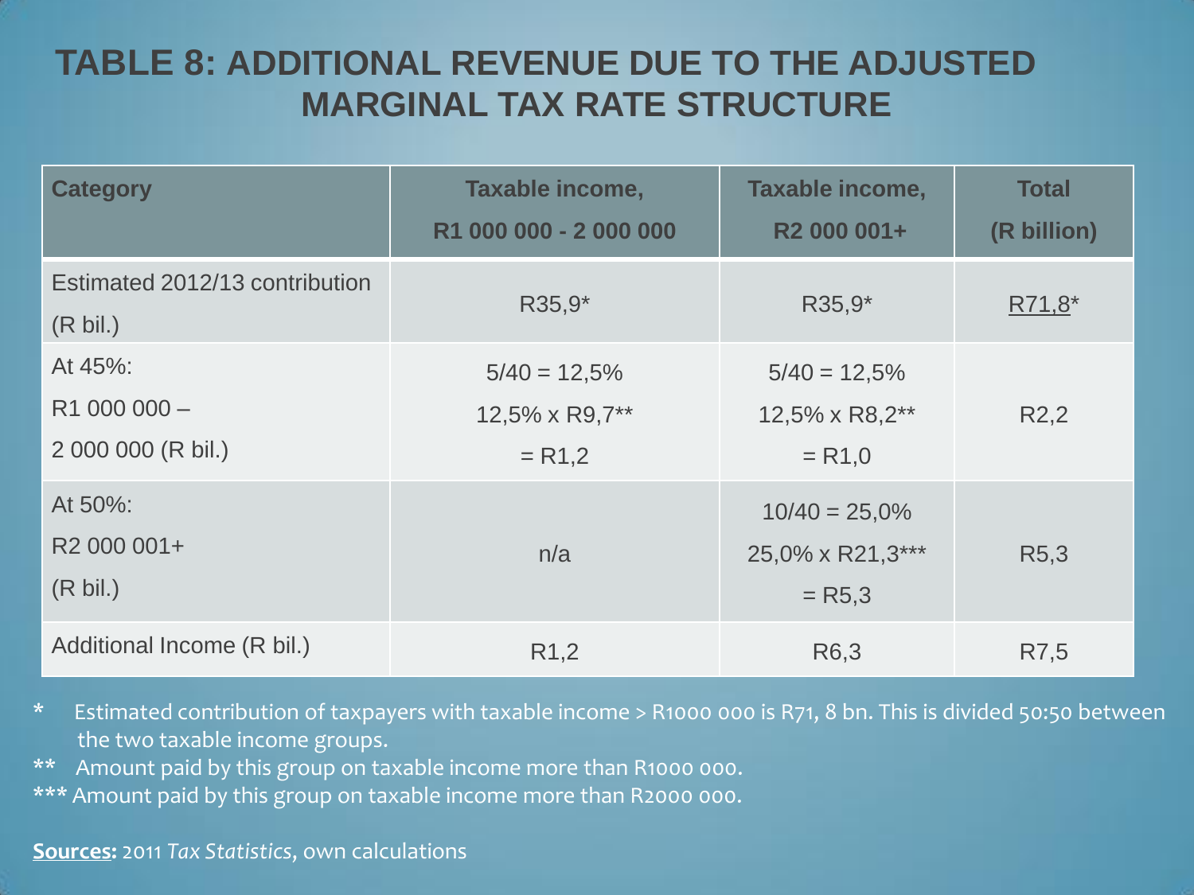# TABLE 8: ADDITIONAL REVENUE DUE TO THE ADJUSTED MARGINAL TAX RATE STRUCTURE

| Category | Taxable income, R1 000 000 - 2 000 000 | Taxable income, R2 000 001+ | Total (R billion) |
|---|---|---|---|
| Estimated 2012/13 contribution (R bil.) | R35,9* | R35,9* | R71,8* |
| At 45%: R1 000 000 – 2 000 000 (R bil.) | 5/40 = 12,5% 12,5% x R9,7** = R1,2 | 5/40 = 12,5% 12,5% x R8,2** = R1,0 | R2,2 |
| At 50%: R2 000 001+ (R bil.) | n/a | 10/40 = 25,0% 25,0% x R21,3*** = R5,3 | R5,3 |
| Additional Income (R bil.) | R1,2 | R6,3 | R7,5 |

\* Estimated contribution of taxpayers with taxable income > R1000 000 is R71, 8 bn. This is divided 50:50 between the two taxable income groups.

\** Amount paid by this group on taxable income more than R1000 000.

\*** Amount paid by this group on taxable income more than R2000 000.

**Sources:** 2011 *Tax Statistics*, own calculations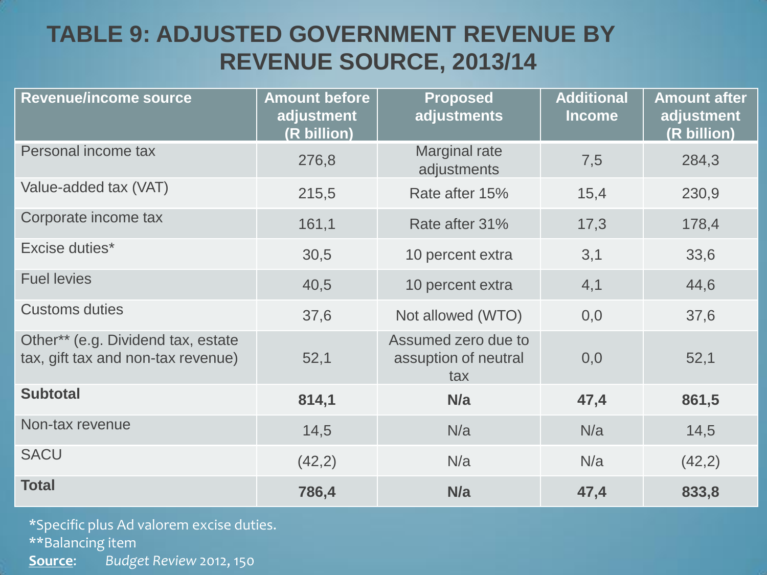# TABLE 9: ADJUSTED GOVERNMENT REVENUE BY REVENUE SOURCE, 2013/14

| Revenue/income source | Amount before adjustment (R billion) | Proposed adjustments | Additional Income | Amount after adjustment (R billion) |
|---|---|---|---|---|
| Personal income tax | 276,8 | Marginal rate adjustments | 7,5 | 284,3 |
| Value-added tax (VAT) | 215,5 | Rate after 15% | 15,4 | 230,9 |
| Corporate income tax | 161,1 | Rate after 31% | 17,3 | 178,4 |
| Excise duties* | 30,5 | 10 percent extra | 3,1 | 33,6 |
| Fuel levies | 40,5 | 10 percent extra | 4,1 | 44,6 |
| Customs duties | 37,6 | Not allowed (WTO) | 0,0 | 37,6 |
| Other** (e.g. Dividend tax, estate tax, gift tax and non-tax revenue) | 52,1 | Assumed zero due to assuption of neutral tax | 0,0 | 52,1 |
| **Subtotal** | **814,1** | **N/a** | **47,4** | **861,5** |
| Non-tax revenue | 14,5 | N/a | N/a | 14,5 |
| SACU | (42,2) | N/a | N/a | (42,2) |
| **Total** | **786,4** | **N/a** | **47,4** | **833,8** |

*Specific plus Ad valorem excise duties.

**Balancing item

**Source**: *Budget Review* 2012, 150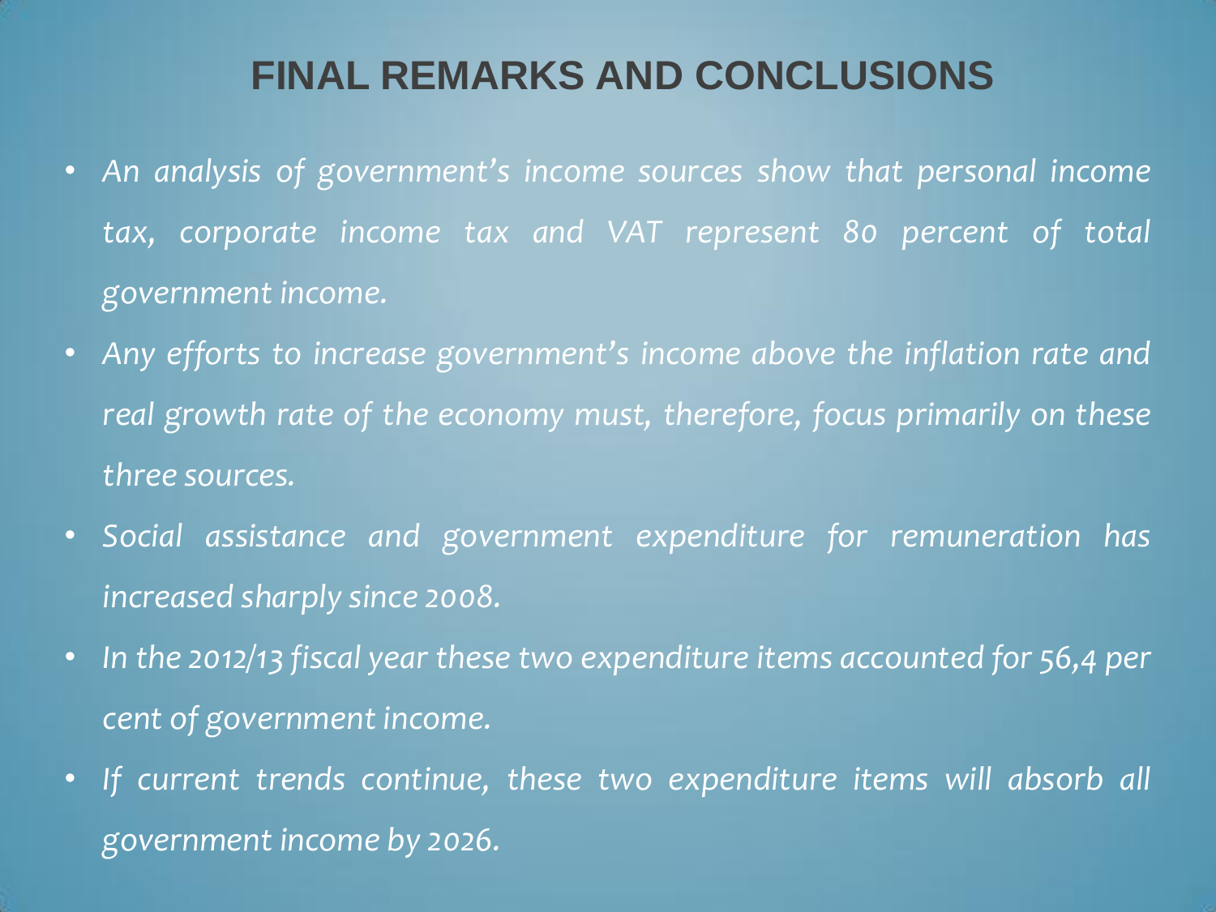# FINAL REMARKS AND CONCLUSIONS

- *An analysis of government's income sources show that personal income tax, corporate income tax and VAT represent 80 percent of total government income.*
- *Any efforts to increase government's income above the inflation rate and real growth rate of the economy must, therefore, focus primarily on these three sources.*
- *Social assistance and government expenditure for remuneration has increased sharply since 2008.*
- *In the 2012/13 fiscal year these two expenditure items accounted for 56,4 per cent of government income.*
- *If current trends continue, these two expenditure items will absorb all government income by 2026.*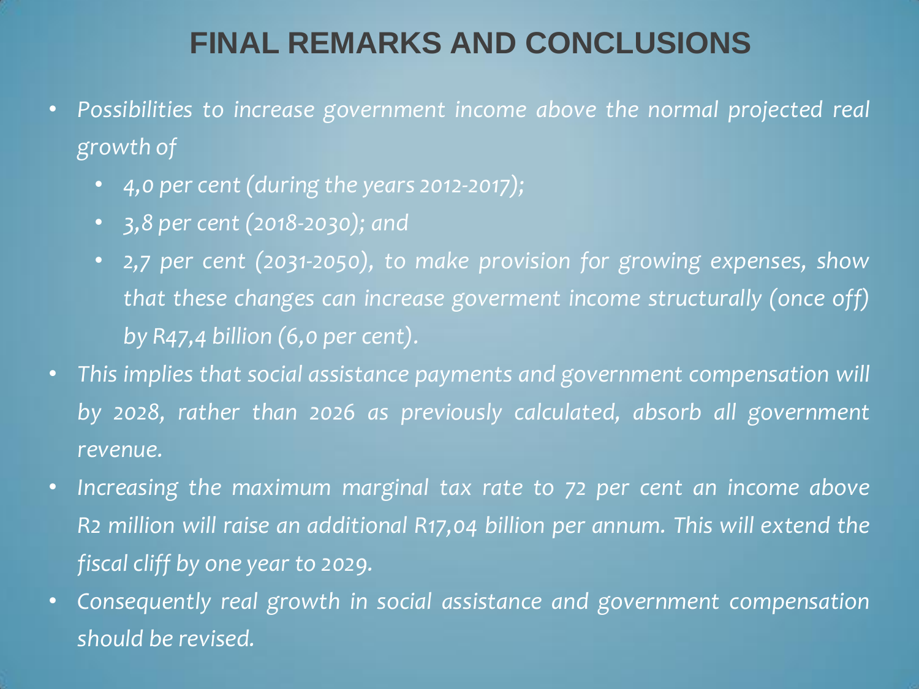# FINAL REMARKS AND CONCLUSIONS

- *Possibilities to increase government income above the normal projected real growth of*
  - *4,0 per cent (during the years 2012-2017);*
  - *3,8 per cent (2018-2030); and*
  - *2,7 per cent (2031-2050), to make provision for growing expenses, show that these changes can increase goverment income structurally (once off) by R47,4 billion (6,0 per cent).*
- *This implies that social assistance payments and government compensation will by 2028, rather than 2026 as previously calculated, absorb all government revenue.*
- *Increasing the maximum marginal tax rate to 72 per cent an income above R2 million will raise an additional R17,04 billion per annum. This will extend the fiscal cliff by one year to 2029.*
- *Consequently real growth in social assistance and government compensation should be revised.*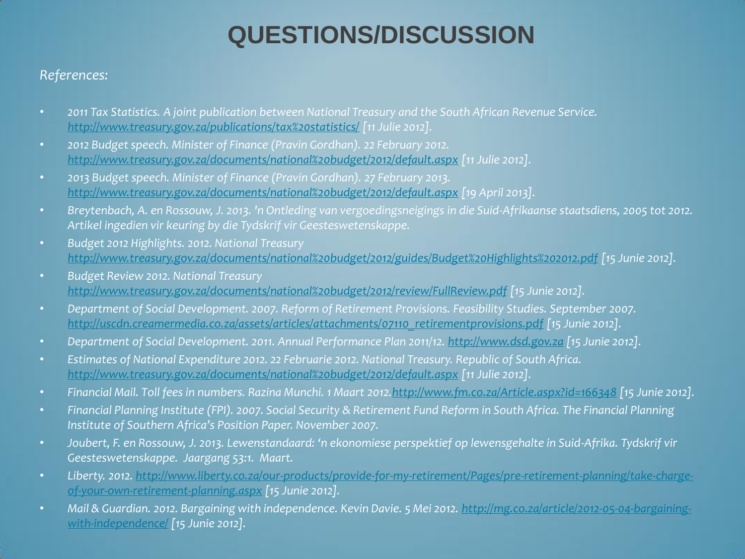# QUESTIONS/DISCUSSION

*References:*

- *2011 Tax Statistics. A joint publication between National Treasury and the South African Revenue Service. http://www.treasury.gov.za/publications/tax%20statistics/ [11 Julie 2012].*
- *2012 Budget speech. Minister of Finance (Pravin Gordhan). 22 February 2012. http://www.treasury.gov.za/documents/national%20budget/2012/default.aspx [11 Julie 2012].*
- *2013 Budget speech. Minister of Finance (Pravin Gordhan). 27 February 2013. http://www.treasury.gov.za/documents/national%20budget/2012/default.aspx [19 April 2013].*
- *Breytenbach, A. en Rossouw, J. 2013. 'n Ontleding van vergoedingsneigings in die Suid-Afrikaanse staatsdiens, 2005 tot 2012. Artikel ingedien vir keuring by die Tydskrif vir Geesteswetenskappe.*
- *Budget 2012 Highlights. 2012. National Treasury http://www.treasury.gov.za/documents/national%20budget/2012/guides/Budget%20Highlights%202012.pdf [15 Junie 2012].*
- *Budget Review 2012. National Treasury http://www.treasury.gov.za/documents/national%20budget/2012/review/FullReview.pdf [15 Junie 2012].*
- *Department of Social Development. 2007. Reform of Retirement Provisions. Feasibility Studies. September 2007. http://uscdn.creamermedia.co.za/assets/articles/attachments/07110_retirementprovisions.pdf [15 Junie 2012].*
- *Department of Social Development. 2011. Annual Performance Plan 2011/12. http://www.dsd.gov.za [15 Junie 2012].*
- *Estimates of National Expenditure 2012. 22 Februarie 2012. National Treasury. Republic of South Africa. http://www.treasury.gov.za/documents/national%20budget/2012/default.aspx [11 Julie 2012].*
- *Financial Mail. Toll fees in numbers. Razina Munchi. 1 Maart 2012.http://www.fm.co.za/Article.aspx?id=166348 [15 Junie 2012].*
- *Financial Planning Institute (FPI). 2007. Social Security & Retirement Fund Reform in South Africa. The Financial Planning Institute of Southern Africa's Position Paper. November 2007.*
- *Joubert, F. en Rossouw, J. 2013. Lewenstandaard: 'n ekonomiese perspektief op lewensgehalte in Suid-Afrika. Tydskrif vir Geesteswetenskappe. Jaargang 53:1. Maart.*
- *Liberty. 2012. http://www.liberty.co.za/our-products/provide-for-my-retirement/Pages/pre-retirement-planning/take-charge-of-your-own-retirement-planning.aspx [15 Junie 2012].*
- *Mail & Guardian. 2012. Bargaining with independence. Kevin Davie. 5 Mei 2012. http://mg.co.za/article/2012-05-04-bargaining-with-independence/ [15 Junie 2012].*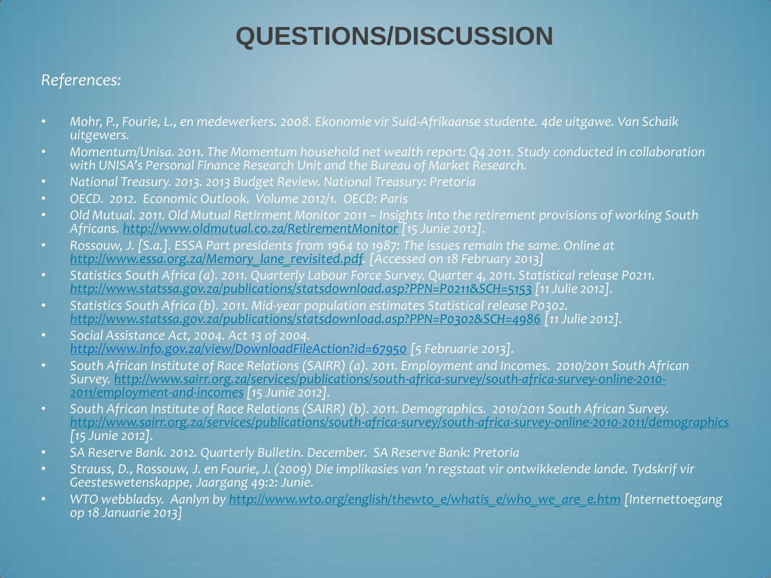# QUESTIONS/DISCUSSION

*References:*

- *Mohr, P., Fourie, L., en medewerkers. 2008. Ekonomie vir Suid-Afrikaanse studente. 4de uitgawe. Van Schaik uitgewers.*
- *Momentum/Unisa. 2011. The Momentum household net wealth report: Q4 2011. Study conducted in collaboration with UNISA's Personal Finance Research Unit and the Bureau of Market Research.*
- *National Treasury. 2013. 2013 Budget Review. National Treasury: Pretoria*
- *OECD. 2012. Economic Outlook. Volume 2012/1. OECD: Paris*
- *Old Mutual. 2011. Old Mutual Retirment Monitor 2011 – Insights into the retirement provisions of working South Africans. http://www.oldmutual.co.za/RetirementMonitor [15 Junie 2012].*
- *Rossouw, J. [S.a.]. ESSA Part presidents from 1964 to 1987: The issues remain the same. Online at http://www.essa.org.za/Memory_lane_revisited.pdf. [Accessed on 18 February 2013]*
- *Statistics South Africa (a). 2011. Quarterly Labour Force Survey. Quarter 4, 2011. Statistical release P0211. http://www.statssa.gov.za/publications/statsdownload.asp?PPN=P0211&SCH=5153 [11 Julie 2012].*
- *Statistics South Africa (b). 2011. Mid-year population estimates Statistical release P0302. http://www.statssa.gov.za/publications/statsdownload.asp?PPN=P0302&SCH=4986 [11 Julie 2012].*
- *Social Assistance Act, 2004. Act 13 of 2004. http://www.info.gov.za/view/DownloadFileAction?id=67950 [5 Februarie 2013].*
- *South African Institute of Race Relations (SAIRR) (a). 2011. Employment and Incomes. 2010/2011 South African Survey. http://www.sairr.org.za/services/publications/south-africa-survey/south-africa-survey-online-2010-2011/employment-and-incomes [15 Junie 2012].*
- *South African Institute of Race Relations (SAIRR) (b). 2011. Demographics. 2010/2011 South African Survey. http://www.sairr.org.za/services/publications/south-africa-survey/south-africa-survey-online-2010-2011/demographics [15 Junie 2012].*
- *SA Reserve Bank. 2012. Quarterly Bulletin. December. SA Reserve Bank: Pretoria*
- *Strauss, D., Rossouw, J. en Fourie, J. (2009) Die implikasies van 'n regstaat vir ontwikkelende lande. Tydskrif vir Geesteswetenskappe, Jaargang 49:2: Junie.*
- *WTO webbladsy. Aanlyn by http://www.wto.org/english/thewto_e/whatis_e/who_we_are_e.htm [Internettoegang op 18 Januarie 2013]*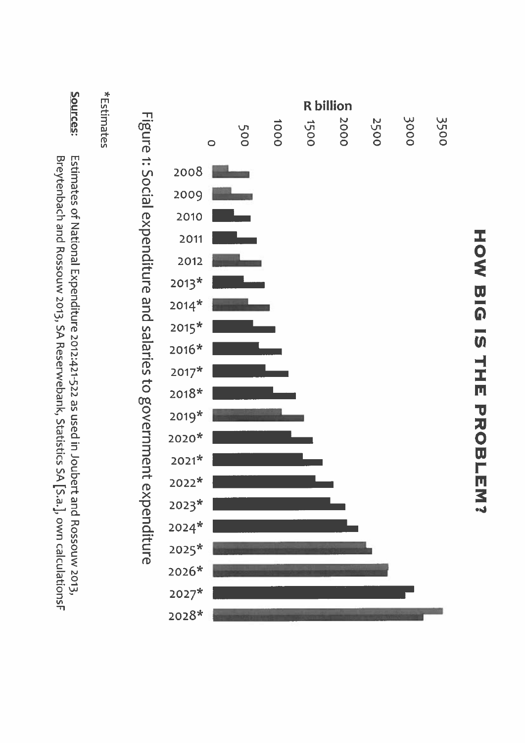# HOW BIG IS THE PROBLEM?

R billion

3500
3000
2500
2000
1500
1000
500
0

2008
2009
2010
2011
2012
2013*
2014*
2015*
2016*
2017*
2018*
2019*
2020*
2021*
2022*
2023*
2024*
2025*
2026*
2027*
2028*

Figure 1: Social expenditure and salaries to government expenditure

*Estimates

**Sources:** Estimates of National Expenditure 2012:421-522 as used in Joubert and Rossouw 2013, Breytenbach and Rossouw 2013, SA Reservebank, Statistics SA [S.a.], own calculationsF